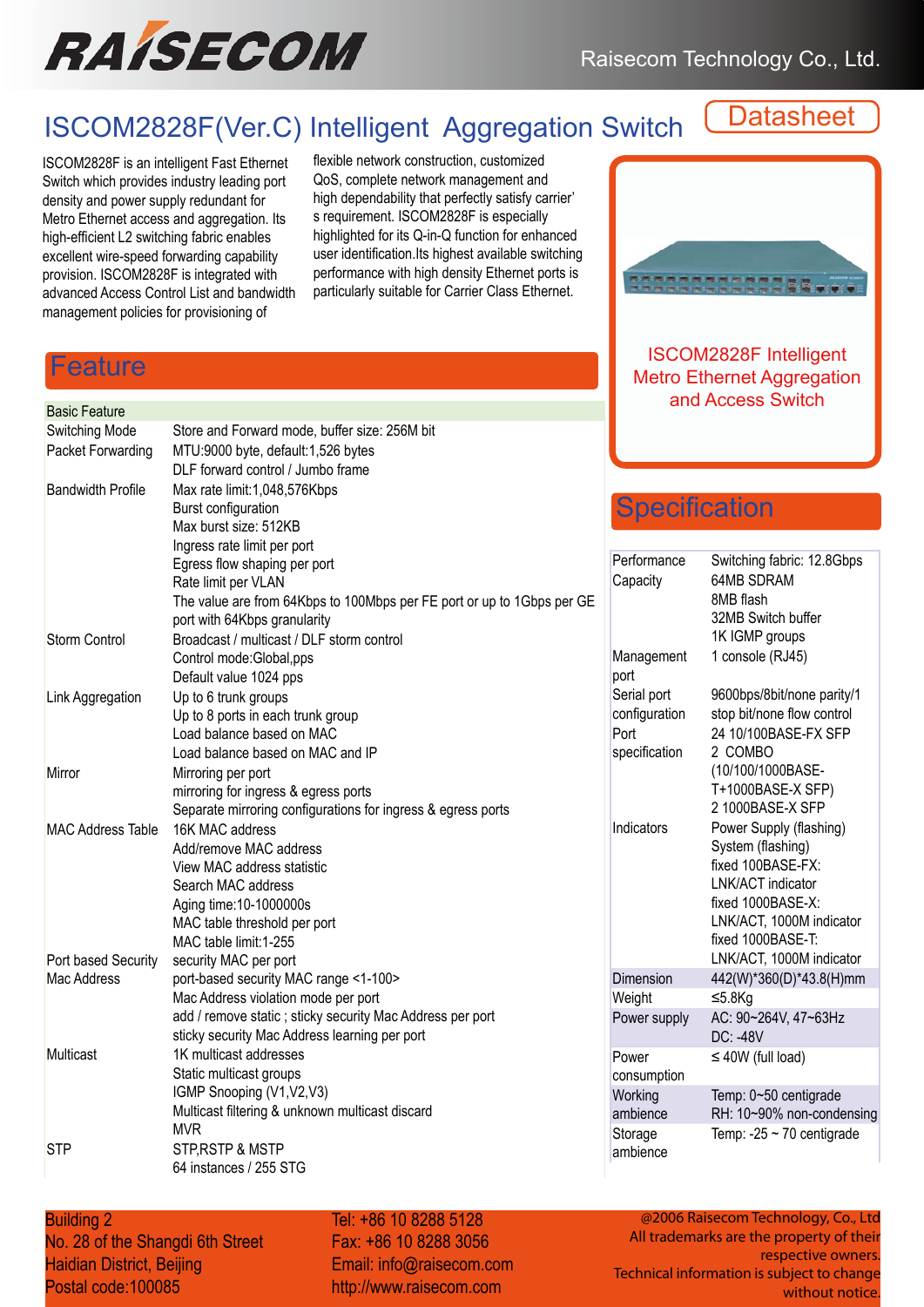# ISCOM2828F(Ver.C) Intelligent Aggregation Switch

Datasheet

ISCOM2828F is an intelligent Fast Ethernet Switch which provides industry leading port density and power supply redundant for Metro Ethernet access and aggregation. Its high-efficient L2 switching fabric enables excellent wire-speed forwarding capability provision. ISCOM2828F is integrated with advanced Access Control List and bandwidth management policies for provisioning of flexible network construction, customized QoS, complete network management and high dependability that perfectly satisfy carrier's requirement. ISCOM2828F is especially highlighted for its Q-in-Q function for enhanced user identification.Its highest available switching performance with high density Ethernet ports is particularly suitable for Carrier Class Ethernet.

ISCOM2828F Intelligent Metro Ethernet Aggregation and Access Switch

## Feature

| Basic Feature | |
|---|---|
| Switching Mode | Store and Forward mode, buffer size: 256M bit |
| Packet Forwarding | MTU:9000 byte, default:1,526 bytes<br>DLF forward control / Jumbo frame |
| Bandwidth Profile | Max rate limit:1,048,576Kbps<br>Burst configuration<br>Max burst size: 512KB<br>Ingress rate limit per port<br>Egress flow shaping per port<br>Rate limit per VLAN<br>The value are from 64Kbps to 100Mbps per FE port or up to 1Gbps per GE port with 64Kbps granularity |
| Storm Control | Broadcast / multicast / DLF storm control<br>Control mode:Global,pps<br>Default value 1024 pps |
| Link Aggregation | Up to 6 trunk groups<br>Up to 8 ports in each trunk group<br>Load balance based on MAC<br>Load balance based on MAC and IP |
| Mirror | Mirroring per port<br>mirroring for ingress & egress ports<br>Separate mirroring configurations for ingress & egress ports |
| MAC Address Table | 16K MAC address<br>Add/remove MAC address<br>View MAC address statistic<br>Search MAC address<br>Aging time:10-1000000s<br>MAC table threshold per port<br>MAC table limit:1-255 |
| Port based Security Mac Address | security MAC per port<br>port-based security MAC range <1-100><br>Mac Address violation mode per port<br>add / remove static ; sticky security Mac Address per port<br>sticky security Mac Address learning per port |
| Multicast | 1K multicast addresses<br>Static multicast groups<br>IGMP Snooping (V1,V2,V3)<br>Multicast filtering & unknown multicast discard<br>MVR |
| STP | STP,RSTP & MSTP<br>64 instances / 255 STG |

## Specification

| | |
|---|---|
| Performance Capacity | Switching fabric: 12.8Gbps<br>64MB SDRAM<br>8MB flash<br>32MB Switch buffer<br>1K IGMP groups |
| Management port | 1 console (RJ45) |
| Serial port configuration | 9600bps/8bit/none parity/1 stop bit/none flow control |
| Port specification | 24 10/100BASE-FX SFP<br>2 COMBO (10/100/1000BASE-T+1000BASE-X SFP)<br>2 1000BASE-X SFP |
| Indicators | Power Supply (flashing)<br>System (flashing)<br>fixed 100BASE-FX: LNK/ACT indicator<br>fixed 1000BASE-X: LNK/ACT, 1000M indicator<br>fixed 1000BASE-T: LNK/ACT, 1000M indicator |
| Dimension | 442(W)*360(D)*43.8(H)mm |
| Weight | ≤5.8Kg |
| Power supply | AC: 90~264V, 47~63Hz<br>DC: -48V |
| Power consumption | ≤ 40W (full load) |
| Working ambience | Temp: 0~50 centigrade<br>RH: 10~90% non-condensing |
| Storage ambience | Temp: -25 ~ 70 centigrade |

Building 2
No. 28 of the Shangdi 6th Street
Haidian District, Beijing
Postal code:100085

Tel: +86 10 8288 5128
Fax: +86 10 8288 3056
Email: info@raisecom.com
http://www.raisecom.com

@2006 Raisecom Technology, Co., Ltd
All trademarks are the property of their respective owners.
Technical information is subject to change without notice.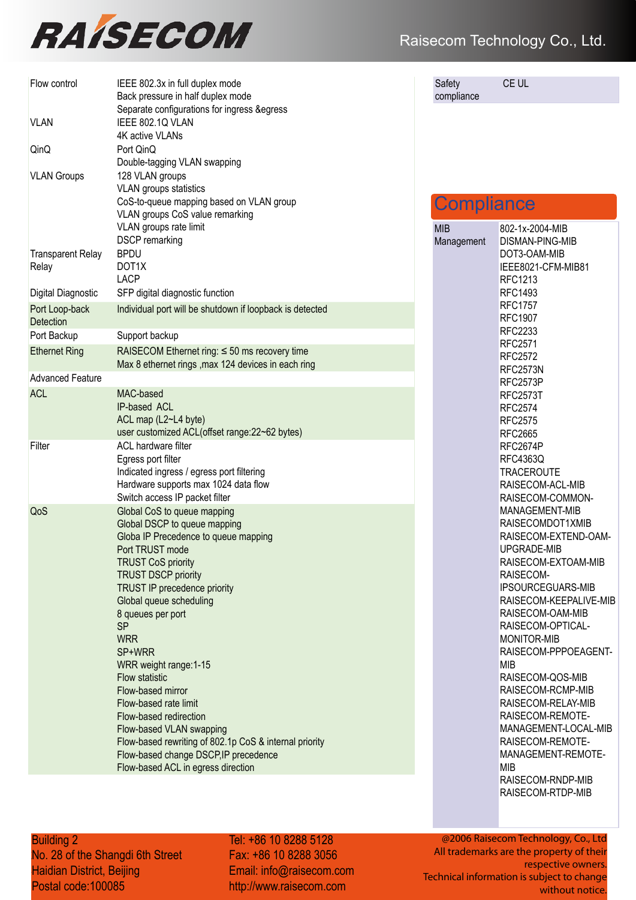| | |
|---|---|
| Flow control | IEEE 802.3x in full duplex mode<br>Back pressure in half duplex mode<br>Separate configurations for ingress &egress |
| VLAN | IEEE 802.1Q VLAN<br>4K active VLANs |
| QinQ | Port QinQ<br>Double-tagging VLAN swapping |
| VLAN Groups | 128 VLAN groups<br>VLAN groups statistics<br>CoS-to-queue mapping based on VLAN group<br>VLAN groups CoS value remarking<br>VLAN groups rate limit<br>DSCP remarking |
| Transparent Relay Relay | BPDU<br>DOT1X<br>LACP |
| Digital Diagnostic | SFP digital diagnostic function |
| Port Loop-back Detection | Individual port will be shutdown if loopback is detected |
| Port Backup | Support backup |
| Ethernet Ring | RAISECOM Ethernet ring: ≤ 50 ms recovery time<br>Max 8 ethernet rings ,max 124 devices in each ring |
| Advanced Feature | |
| ACL | MAC-based<br>IP-based ACL<br>ACL map (L2~L4 byte)<br>user customized ACL(offset range:22~62 bytes) |
| Filter | ACL hardware filter<br>Egress port filter<br>Indicated ingress / egress port filtering<br>Hardware supports max 1024 data flow<br>Switch access IP packet filter |
| QoS | Global CoS to queue mapping<br>Global DSCP to queue mapping<br>Globa IP Precedence to queue mapping<br>Port TRUST mode<br>TRUST CoS priority<br>TRUST DSCP priority<br>TRUST IP precedence priority<br>Global queue scheduling<br>8 queues per port<br>SP<br>WRR<br>SP+WRR<br>WRR weight range:1-15<br>Flow statistic<br>Flow-based mirror<br>Flow-based rate limit<br>Flow-based redirection<br>Flow-based VLAN swapping<br>Flow-based rewriting of 802.1p CoS & internal priority<br>Flow-based change DSCP,IP precedence<br>Flow-based ACL in egress direction |

| | |
|---|---|
| Safety compliance | CE UL |

## Compliance

| | |
|---|---|
| MIB Management | 802-1x-2004-MIB<br>DISMAN-PING-MIB<br>DOT3-OAM-MIB<br>IEEE8021-CFM-MIB81<br>RFC1213<br>RFC1493<br>RFC1757<br>RFC1907<br>RFC2233<br>RFC2571<br>RFC2572<br>RFC2573N<br>RFC2573P<br>RFC2573T<br>RFC2574<br>RFC2575<br>RFC2665<br>RFC2674P<br>RFC4363Q<br>TRACEROUTE<br>RAISECOM-ACL-MIB<br>RAISECOM-COMMON-MANAGEMENT-MIB<br>RAISECOMDOT1XMIB<br>RAISECOM-EXTEND-OAM-UPGRADE-MIB<br>RAISECOM-EXTOAM-MIB<br>RAISECOM-IPSOURCEGUARS-MIB<br>RAISECOM-KEEPALIVE-MIB<br>RAISECOM-OAM-MIB<br>RAISECOM-OPTICAL-MONITOR-MIB<br>RAISECOM-PPPOEAGENT-MIB<br>RAISECOM-QOS-MIB<br>RAISECOM-RCMP-MIB<br>RAISECOM-RELAY-MIB<br>RAISECOM-REMOTE-MANAGEMENT-LOCAL-MIB<br>RAISECOM-REMOTE-MANAGEMENT-REMOTE-MIB<br>RAISECOM-RNDP-MIB<br>RAISECOM-RTDP-MIB |

Building 2
No. 28 of the Shangdi 6th Street
Haidian District, Beijing
Postal code:100085

Tel: +86 10 8288 5128
Fax: +86 10 8288 3056
Email: info@raisecom.com
http://www.raisecom.com

@2006 Raisecom Technology, Co., Ltd
All trademarks are the property of their respective owners.
Technical information is subject to change without notice.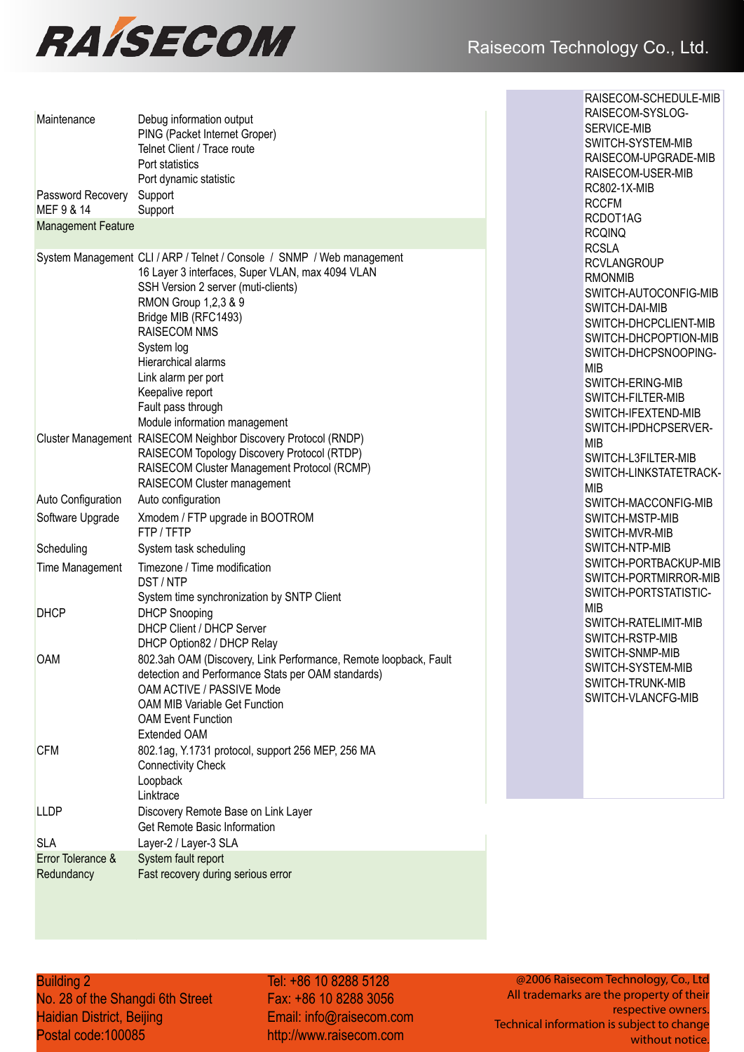| | |
|---|---|
| Maintenance | Debug information output<br>PING (Packet Internet Groper)<br>Telnet Client / Trace route<br>Port statistics<br>Port dynamic statistic |
| Password Recovery | Support |
| MEF 9 & 14 | Support |
| **Management Feature** | |
| System Management | CLI / ARP / Telnet / Console / SNMP / Web management<br>16 Layer 3 interfaces, Super VLAN, max 4094 VLAN<br>SSH Version 2 server (muti-clients)<br>RMON Group 1,2,3 & 9<br>Bridge MIB (RFC1493)<br>RAISECOM NMS<br>System log<br>Hierarchical alarms<br>Link alarm per port<br>Keepalive report<br>Fault pass through<br>Module information management |
| Cluster Management | RAISECOM Neighbor Discovery Protocol (RNDP)<br>RAISECOM Topology Discovery Protocol (RTDP)<br>RAISECOM Cluster Management Protocol (RCMP)<br>RAISECOM Cluster management |
| Auto Configuration | Auto configuration |
| Software Upgrade | Xmodem / FTP upgrade in BOOTROM<br>FTP / TFTP |
| Scheduling | System task scheduling |
| Time Management | Timezone / Time modification<br>DST / NTP<br>System time synchronization by SNTP Client |
| DHCP | DHCP Snooping<br>DHCP Client / DHCP Server<br>DHCP Option82 / DHCP Relay |
| OAM | 802.3ah OAM (Discovery, Link Performance, Remote loopback, Fault detection and Performance Stats per OAM standards)<br>OAM ACTIVE / PASSIVE Mode<br>OAM MIB Variable Get Function<br>OAM Event Function<br>Extended OAM |
| CFM | 802.1ag, Y.1731 protocol, support 256 MEP, 256 MA<br>Connectivity Check<br>Loopback<br>Linktrace |
| LLDP | Discovery Remote Base on Link Layer<br>Get Remote Basic Information |
| SLA | Layer-2 / Layer-3 SLA |
| Error Tolerance & Redundancy | System fault report<br>Fast recovery during serious error |

| | |
|---|---|
| | RAISECOM-SCHEDULE-MIB<br>RAISECOM-SYSLOG-SERVICE-MIB<br>SWITCH-SYSTEM-MIB<br>RAISECOM-UPGRADE-MIB<br>RAISECOM-USER-MIB<br>RC802-1X-MIB<br>RCCFM<br>RCDOT1AG<br>RCQINQ<br>RCSLA<br>RCVLANGROUP<br>RMONMIB<br>SWITCH-AUTOCONFIG-MIB<br>SWITCH-DAI-MIB<br>SWITCH-DHCPCLIENT-MIB<br>SWITCH-DHCPOPTION-MIB<br>SWITCH-DHCPSNOOPING-MIB<br>SWITCH-ERING-MIB<br>SWITCH-FILTER-MIB<br>SWITCH-IFEXTEND-MIB<br>SWITCH-IPDHCPSERVER-MIB<br>SWITCH-L3FILTER-MIB<br>SWITCH-LINKSTATETRACK-MIB<br>SWITCH-MACCONFIG-MIB<br>SWITCH-MSTP-MIB<br>SWITCH-MVR-MIB<br>SWITCH-NTP-MIB<br>SWITCH-PORTBACKUP-MIB<br>SWITCH-PORTMIRROR-MIB<br>SWITCH-PORTSTATISTIC-MIB<br>SWITCH-RATELIMIT-MIB<br>SWITCH-RSTP-MIB<br>SWITCH-SNMP-MIB<br>SWITCH-SYSTEM-MIB<br>SWITCH-TRUNK-MIB<br>SWITCH-VLANCFG-MIB |

Building 2
No. 28 of the Shangdi 6th Street
Haidian District, Beijing
Postal code:100085

Tel: +86 10 8288 5128
Fax: +86 10 8288 3056
Email: info@raisecom.com
http://www.raisecom.com

@2006 Raisecom Technology, Co., Ltd
All trademarks are the property of their respective owners.
Technical information is subject to change without notice.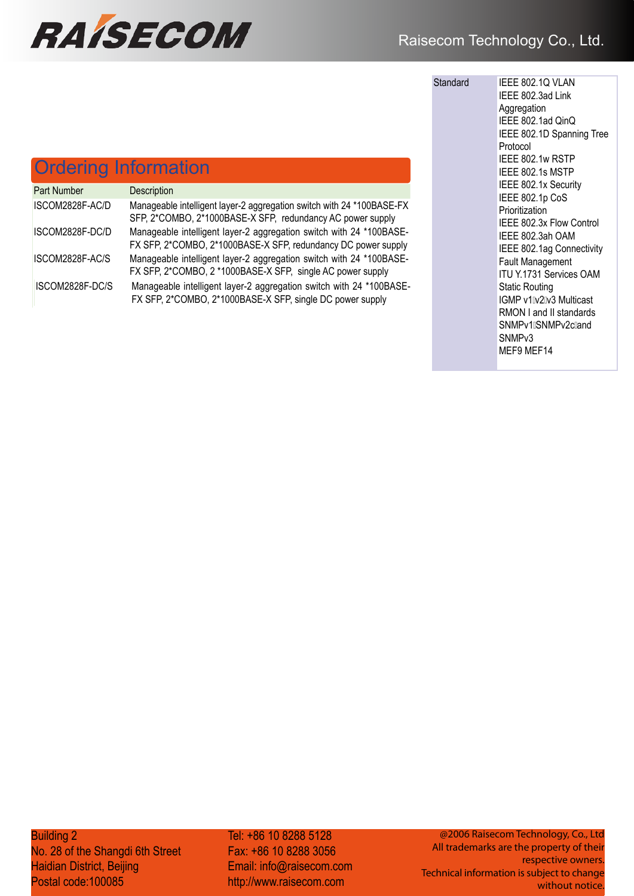| Standard | IEEE 802.1Q VLAN<br>IEEE 802.3ad Link Aggregation<br>IEEE 802.1ad QinQ<br>IEEE 802.1D Spanning Tree Protocol<br>IEEE 802.1w RSTP<br>IEEE 802.1s MSTP<br>IEEE 802.1x Security<br>IEEE 802.1p CoS Prioritization<br>IEEE 802.3x Flow Control<br>IEEE 802.3ah OAM<br>IEEE 802.1ag Connectivity Fault Management<br>ITU Y.1731 Services OAM<br>Static Routing<br>IGMP v1、v2、v3 Multicast<br>RMON I and II standards<br>SNMPv1、SNMPv2c、and SNMPv3<br>MEF9 MEF14 |
|---|---|

## Ordering Information

| Part Number | Description |
|---|---|
| ISCOM2828F-AC/D | Manageable intelligent layer-2 aggregation switch with 24 *100BASE-FX SFP, 2*COMBO, 2*1000BASE-X SFP, redundancy AC power supply |
| ISCOM2828F-DC/D | Manageable intelligent layer-2 aggregation switch with 24 *100BASE-FX SFP, 2*COMBO, 2*1000BASE-X SFP, redundancy DC power supply |
| ISCOM2828F-AC/S | Manageable intelligent layer-2 aggregation switch with 24 *100BASE-FX SFP, 2*COMBO, 2 *1000BASE-X SFP, single AC power supply |
| ISCOM2828F-DC/S | Manageable intelligent layer-2 aggregation switch with 24 *100BASE-FX SFP, 2*COMBO, 2*1000BASE-X SFP, single DC power supply |

Building 2
No. 28 of the Shangdi 6th Street
Haidian District, Beijing
Postal code:100085

Tel: +86 10 8288 5128
Fax: +86 10 8288 3056
Email: info@raisecom.com
http://www.raisecom.com

@2006 Raisecom Technology, Co., Ltd
All trademarks are the property of their respective owners.
Technical information is subject to change without notice.